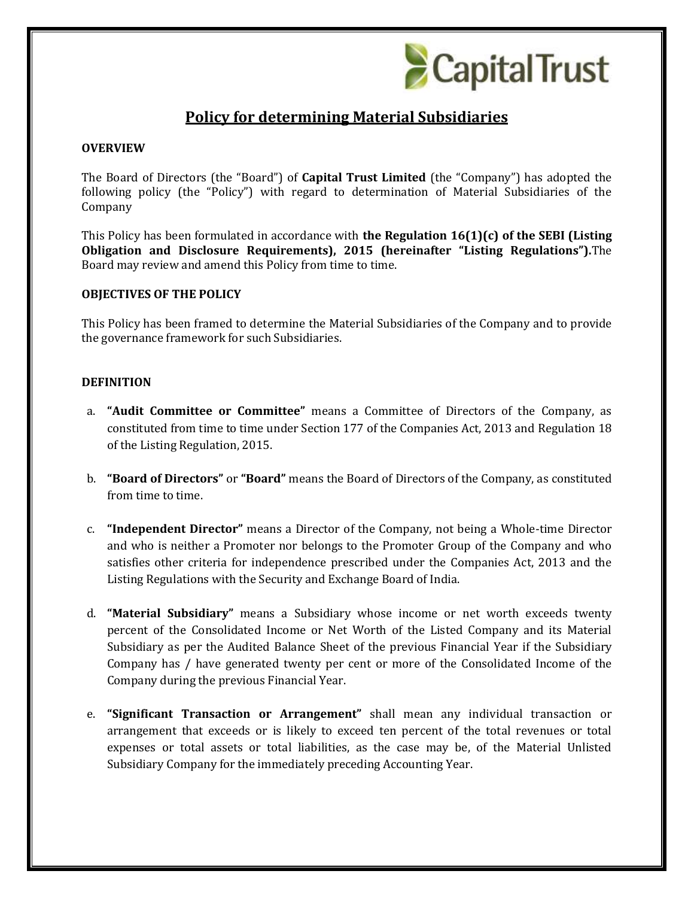# Policy for determining Material Subsidiaries

**OVERVIEW**

The Board of Directors (the "Board") of **Capital Trust Limited** (the "Company") has adopted the following policy (the "Policy") with regard to determination of Material Subsidiaries of the Company

This Policy has been formulated in accordance with **the Regulation 16(1)(c) of the SEBI (Listing Obligation and Disclosure Requirements), 2015 (hereinafter "Listing Regulations").**The Board may review and amend this Policy from time to time.

**OBJECTIVES OF THE POLICY**

This Policy has been framed to determine the Material Subsidiaries of the Company and to provide the governance framework for such Subsidiaries.

**DEFINITION**

a. **"Audit Committee or Committee"** means a Committee of Directors of the Company, as constituted from time to time under Section 177 of the Companies Act, 2013 and Regulation 18 of the Listing Regulation, 2015.

b. **"Board of Directors"** or **"Board"** means the Board of Directors of the Company, as constituted from time to time.

c. **"Independent Director"** means a Director of the Company, not being a Whole-time Director and who is neither a Promoter nor belongs to the Promoter Group of the Company and who satisfies other criteria for independence prescribed under the Companies Act, 2013 and the Listing Regulations with the Security and Exchange Board of India.

d. **"Material Subsidiary"** means a Subsidiary whose income or net worth exceeds twenty percent of the Consolidated Income or Net Worth of the Listed Company and its Material Subsidiary as per the Audited Balance Sheet of the previous Financial Year if the Subsidiary Company has / have generated twenty per cent or more of the Consolidated Income of the Company during the previous Financial Year.

e. **"Significant Transaction or Arrangement"** shall mean any individual transaction or arrangement that exceeds or is likely to exceed ten percent of the total revenues or total expenses or total assets or total liabilities, as the case may be, of the Material Unlisted Subsidiary Company for the immediately preceding Accounting Year.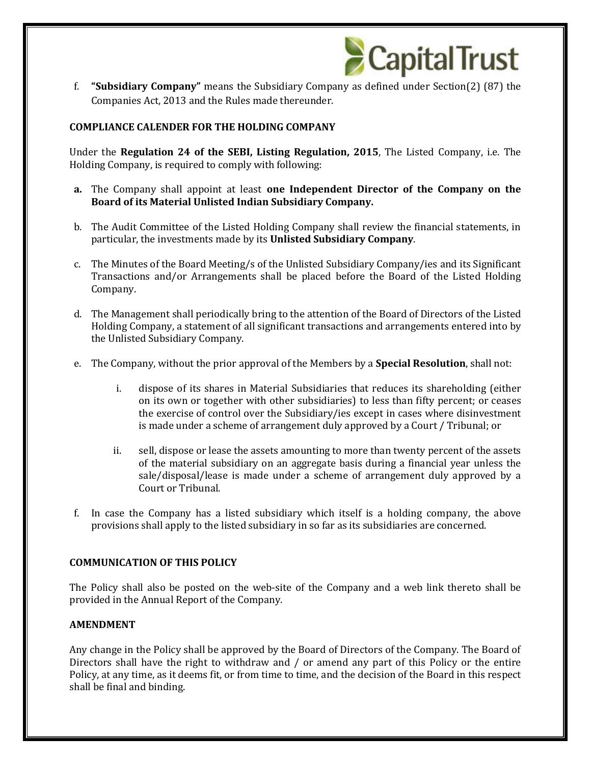f. **"Subsidiary Company"** means the Subsidiary Company as defined under Section(2) (87) the Companies Act, 2013 and the Rules made thereunder.

**COMPLIANCE CALENDER FOR THE HOLDING COMPANY**

Under the **Regulation 24 of the SEBI, Listing Regulation, 2015**, The Listed Company, i.e. The Holding Company, is required to comply with following:

**a.** The Company shall appoint at least **one Independent Director of the Company on the Board of its Material Unlisted Indian Subsidiary Company.**

b. The Audit Committee of the Listed Holding Company shall review the financial statements, in particular, the investments made by its **Unlisted Subsidiary Company**.

c. The Minutes of the Board Meeting/s of the Unlisted Subsidiary Company/ies and its Significant Transactions and/or Arrangements shall be placed before the Board of the Listed Holding Company.

d. The Management shall periodically bring to the attention of the Board of Directors of the Listed Holding Company, a statement of all significant transactions and arrangements entered into by the Unlisted Subsidiary Company.

e. The Company, without the prior approval of the Members by a **Special Resolution**, shall not:

   i. dispose of its shares in Material Subsidiaries that reduces its shareholding (either on its own or together with other subsidiaries) to less than fifty percent; or ceases the exercise of control over the Subsidiary/ies except in cases where disinvestment is made under a scheme of arrangement duly approved by a Court / Tribunal; or

   ii. sell, dispose or lease the assets amounting to more than twenty percent of the assets of the material subsidiary on an aggregate basis during a financial year unless the sale/disposal/lease is made under a scheme of arrangement duly approved by a Court or Tribunal.

f. In case the Company has a listed subsidiary which itself is a holding company, the above provisions shall apply to the listed subsidiary in so far as its subsidiaries are concerned.

**COMMUNICATION OF THIS POLICY**

The Policy shall also be posted on the web-site of the Company and a web link thereto shall be provided in the Annual Report of the Company.

**AMENDMENT**

Any change in the Policy shall be approved by the Board of Directors of the Company. The Board of Directors shall have the right to withdraw and / or amend any part of this Policy or the entire Policy, at any time, as it deems fit, or from time to time, and the decision of the Board in this respect shall be final and binding.